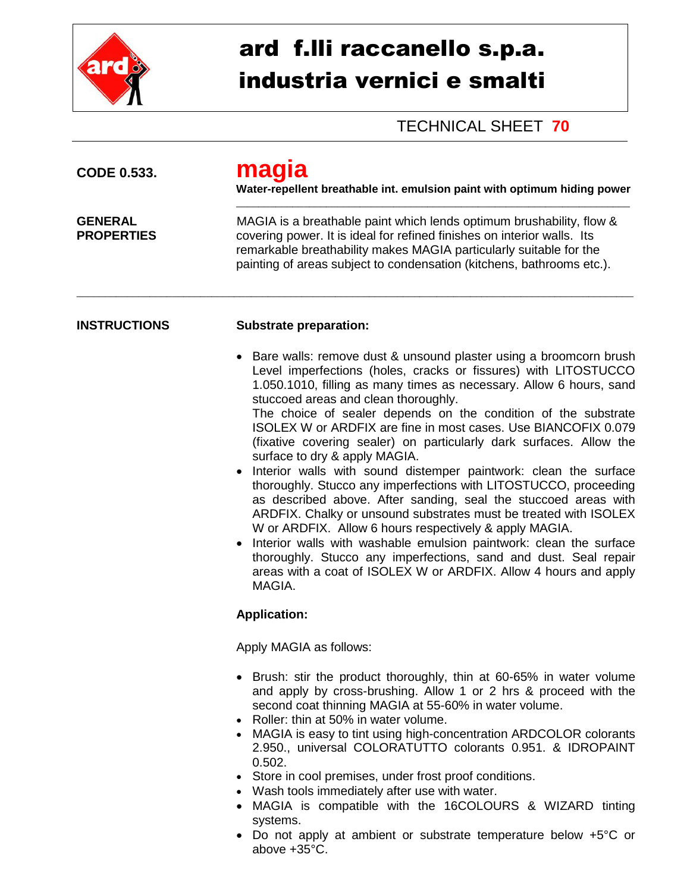# ard f.lli raccanello s.p.a.
# industria vernici e smalti

TECHNICAL SHEET **70**

**CODE 0.533.**

## magia

**Water-repellent breathable int. emulsion paint with optimum hiding power**

**GENERAL PROPERTIES**

MAGIA is a breathable paint which lends optimum brushability, flow & covering power. It is ideal for refined finishes on interior walls. Its remarkable breathability makes MAGIA particularly suitable for the painting of areas subject to condensation (kitchens, bathrooms etc.).

**INSTRUCTIONS**

**Substrate preparation:**

- Bare walls: remove dust & unsound plaster using a broomcorn brush Level imperfections (holes, cracks or fissures) with LITOSTUCCO 1.050.1010, filling as many times as necessary. Allow 6 hours, sand stuccoed areas and clean thoroughly.
  The choice of sealer depends on the condition of the substrate ISOLEX W or ARDFIX are fine in most cases. Use BIANCOFIX 0.079 (fixative covering sealer) on particularly dark surfaces. Allow the surface to dry & apply MAGIA.
- Interior walls with sound distemper paintwork: clean the surface thoroughly. Stucco any imperfections with LITOSTUCCO, proceeding as described above. After sanding, seal the stuccoed areas with ARDFIX. Chalky or unsound substrates must be treated with ISOLEX W or ARDFIX. Allow 6 hours respectively & apply MAGIA.
- Interior walls with washable emulsion paintwork: clean the surface thoroughly. Stucco any imperfections, sand and dust. Seal repair areas with a coat of ISOLEX W or ARDFIX. Allow 4 hours and apply MAGIA.

**Application:**

Apply MAGIA as follows:

- Brush: stir the product thoroughly, thin at 60-65% in water volume and apply by cross-brushing. Allow 1 or 2 hrs & proceed with the second coat thinning MAGIA at 55-60% in water volume.
- Roller: thin at 50% in water volume.
- MAGIA is easy to tint using high-concentration ARDCOLOR colorants 2.950., universal COLORATUTTO colorants 0.951. & IDROPAINT 0.502.
- Store in cool premises, under frost proof conditions.
- Wash tools immediately after use with water.
- MAGIA is compatible with the 16COLOURS & WIZARD tinting systems.
- Do not apply at ambient or substrate temperature below +5°C or above +35°C.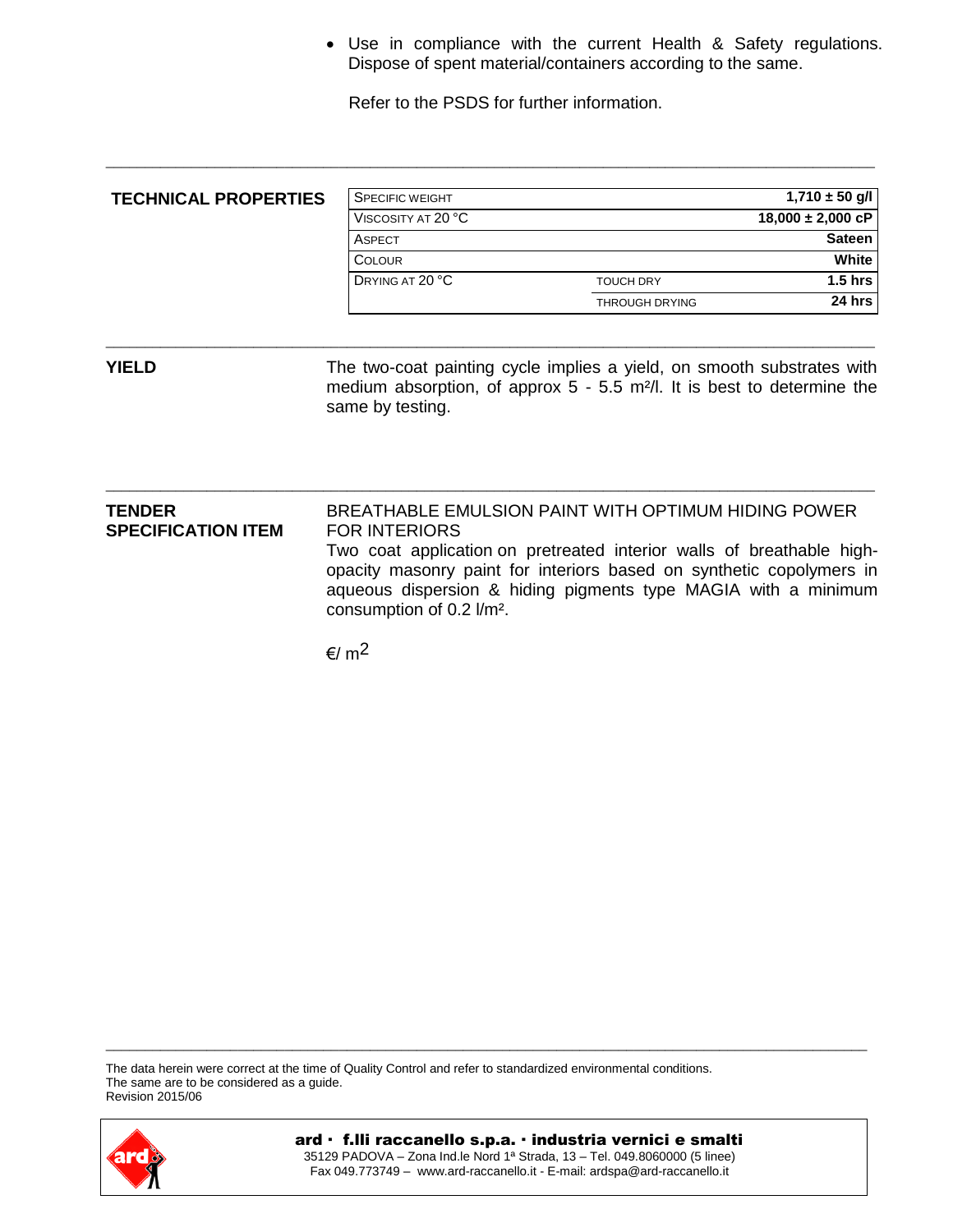- Use in compliance with the current Health & Safety regulations. Dispose of spent material/containers according to the same.

  Refer to the PSDS for further information.

## TECHNICAL PROPERTIES

| | | |
|---|---|---|
| SPECIFIC WEIGHT | | **1,710 ± 50 g/l** |
| VISCOSITY AT 20 °C | | **18,000 ± 2,000 cP** |
| ASPECT | | **Sateen** |
| COLOUR | | **White** |
| DRYING AT 20 °C | TOUCH DRY | **1.5 hrs** |
| | THROUGH DRYING | **24 hrs** |

## YIELD

The two-coat painting cycle implies a yield, on smooth substrates with medium absorption, of approx 5 - 5.5 m²/l. It is best to determine the same by testing.

## TENDER SPECIFICATION ITEM

BREATHABLE EMULSION PAINT WITH OPTIMUM HIDING POWER FOR INTERIORS

Two coat application on pretreated interior walls of breathable high-opacity masonry paint for interiors based on synthetic copolymers in aqueous dispersion & hiding pigments type MAGIA with a minimum consumption of 0.2 l/m².

€/ $m^2$

The data herein were correct at the time of Quality Control and refer to standardized environmental conditions.
The same are to be considered as a guide.
Revision 2015/06

**ard · f.lli raccanello s.p.a. · industria vernici e smalti**
35129 PADOVA – Zona Ind.le Nord 1ª Strada, 13 – Tel. 049.8060000 (5 linee)
Fax 049.773749 – www.ard-raccanello.it - E-mail: ardspa@ard-raccanello.it